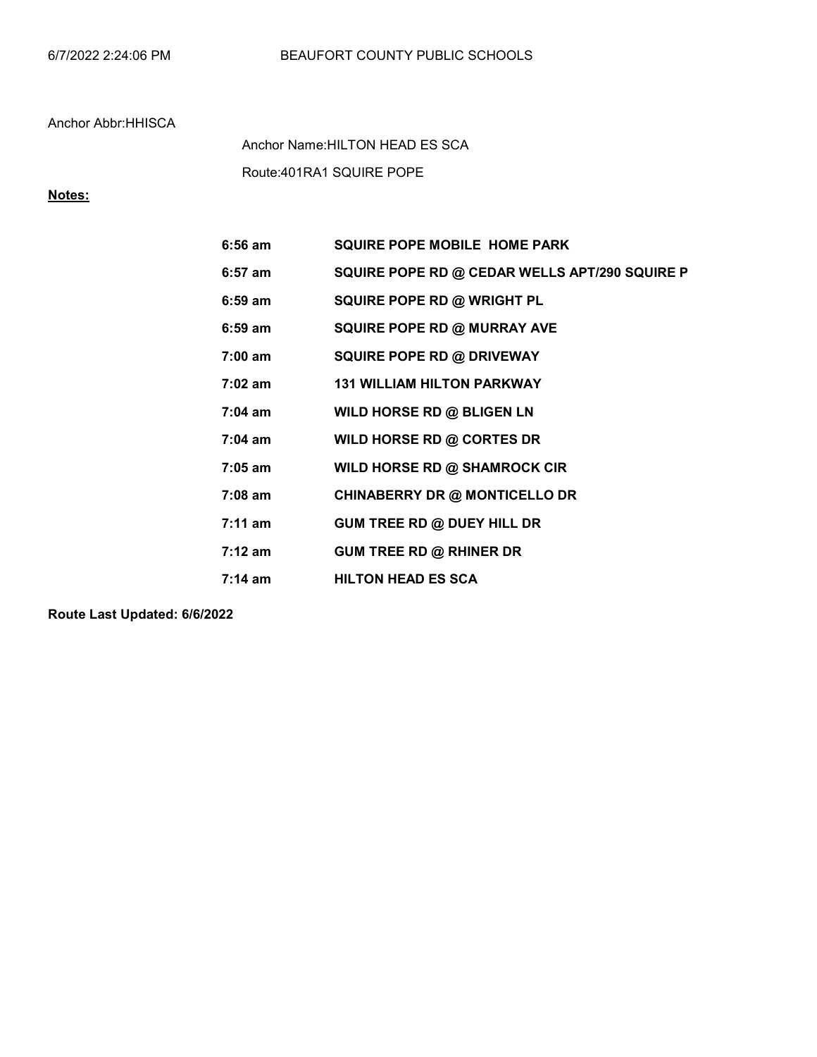6/7/2022 2:24:06 PM BEAUFORT COUNTY PUBLIC SCHOOLS

Anchor Abbr:HHISCA

Anchor Name:HILTON HEAD ES SCA

Route:401RA1 SQUIRE POPE

**Notes:**

| | |
|---|---|
| **6:56 am** | **SQUIRE POPE MOBILE HOME PARK** |
| **6:57 am** | **SQUIRE POPE RD @ CEDAR WELLS APT/290 SQUIRE P** |
| **6:59 am** | **SQUIRE POPE RD @ WRIGHT PL** |
| **6:59 am** | **SQUIRE POPE RD @ MURRAY AVE** |
| **7:00 am** | **SQUIRE POPE RD @ DRIVEWAY** |
| **7:02 am** | **131 WILLIAM HILTON PARKWAY** |
| **7:04 am** | **WILD HORSE RD @ BLIGEN LN** |
| **7:04 am** | **WILD HORSE RD @ CORTES DR** |
| **7:05 am** | **WILD HORSE RD @ SHAMROCK CIR** |
| **7:08 am** | **CHINABERRY DR @ MONTICELLO DR** |
| **7:11 am** | **GUM TREE RD @ DUEY HILL DR** |
| **7:12 am** | **GUM TREE RD @ RHINER DR** |
| **7:14 am** | **HILTON HEAD ES SCA** |

**Route Last Updated: 6/6/2022**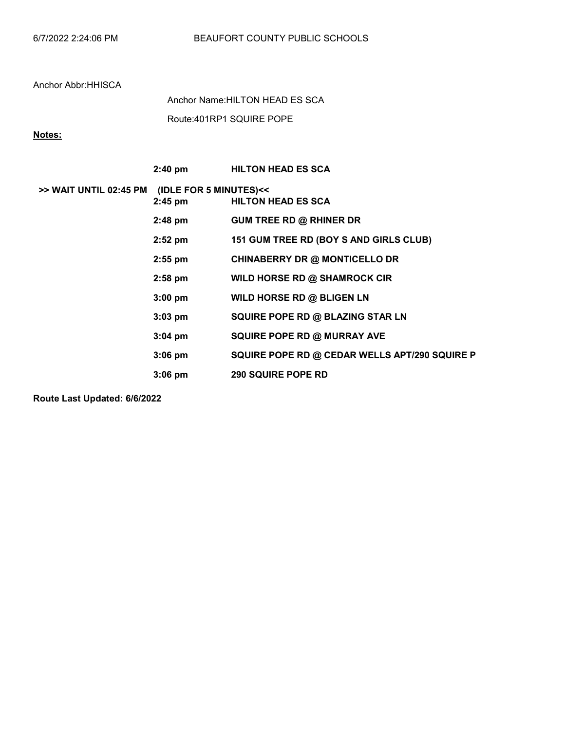Anchor Abbr:HHISCA

Anchor Name:HILTON HEAD ES SCA

Route:401RP1 SQUIRE POPE

**Notes:**

| | | |
|---|---|---|
| | **2:40 pm** | **HILTON HEAD ES SCA** |
| **>> WAIT UNTIL 02:45 PM** | **(IDLE FOR 5 MINUTES)<<** | |
| | **2:45 pm** | **HILTON HEAD ES SCA** |
| | **2:48 pm** | **GUM TREE RD @ RHINER DR** |
| | **2:52 pm** | **151 GUM TREE RD (BOY S AND GIRLS CLUB)** |
| | **2:55 pm** | **CHINABERRY DR @ MONTICELLO DR** |
| | **2:58 pm** | **WILD HORSE RD @ SHAMROCK CIR** |
| | **3:00 pm** | **WILD HORSE RD @ BLIGEN LN** |
| | **3:03 pm** | **SQUIRE POPE RD @ BLAZING STAR LN** |
| | **3:04 pm** | **SQUIRE POPE RD @ MURRAY AVE** |
| | **3:06 pm** | **SQUIRE POPE RD @ CEDAR WELLS APT/290 SQUIRE P** |
| | **3:06 pm** | **290 SQUIRE POPE RD** |

**Route Last Updated: 6/6/2022**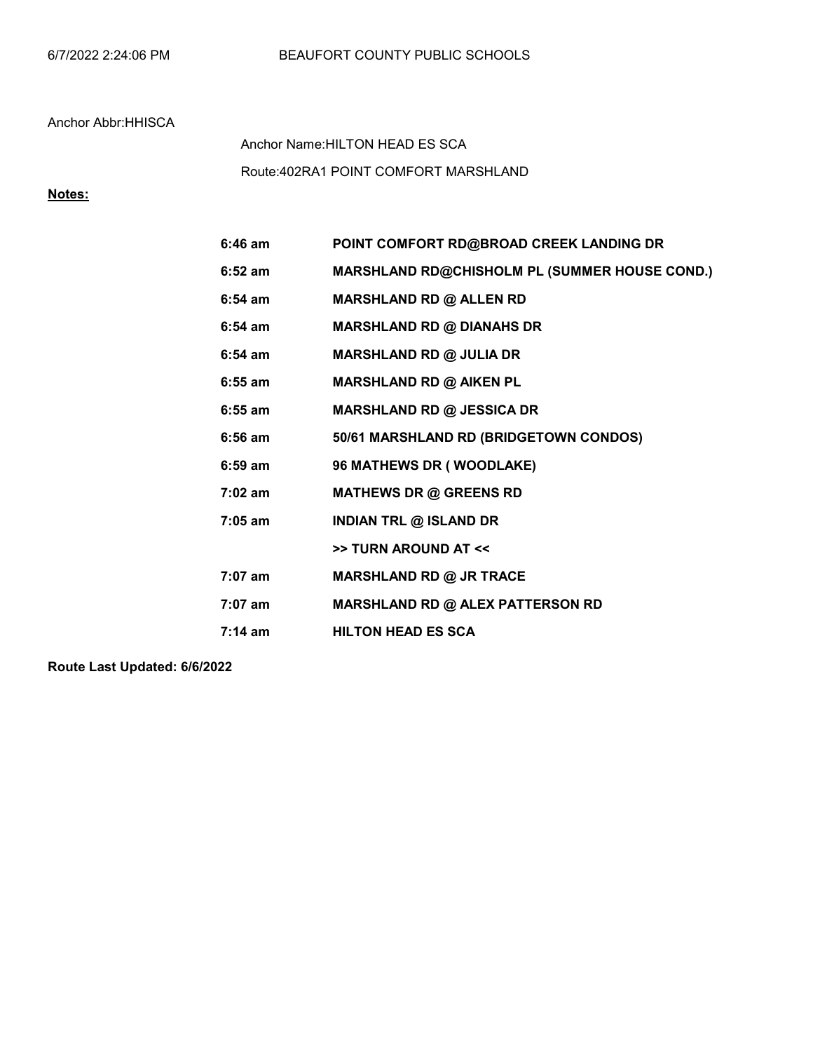Anchor Abbr:HHISCA

Anchor Name:HILTON HEAD ES SCA

Route:402RA1 POINT COMFORT MARSHLAND

**Notes:**

| | |
|---|---|
| **6:46 am** | **POINT COMFORT RD@BROAD CREEK LANDING DR** |
| **6:52 am** | **MARSHLAND RD@CHISHOLM PL (SUMMER HOUSE COND.)** |
| **6:54 am** | **MARSHLAND RD @ ALLEN RD** |
| **6:54 am** | **MARSHLAND RD @ DIANAHS DR** |
| **6:54 am** | **MARSHLAND RD @ JULIA DR** |
| **6:55 am** | **MARSHLAND RD @ AIKEN PL** |
| **6:55 am** | **MARSHLAND RD @ JESSICA DR** |
| **6:56 am** | **50/61 MARSHLAND RD (BRIDGETOWN CONDOS)** |
| **6:59 am** | **96 MATHEWS DR ( WOODLAKE)** |
| **7:02 am** | **MATHEWS DR @ GREENS RD** |
| **7:05 am** | **INDIAN TRL @ ISLAND DR** |
| | **>> TURN AROUND AT <<** |
| **7:07 am** | **MARSHLAND RD @ JR TRACE** |
| **7:07 am** | **MARSHLAND RD @ ALEX PATTERSON RD** |
| **7:14 am** | **HILTON HEAD ES SCA** |

**Route Last Updated: 6/6/2022**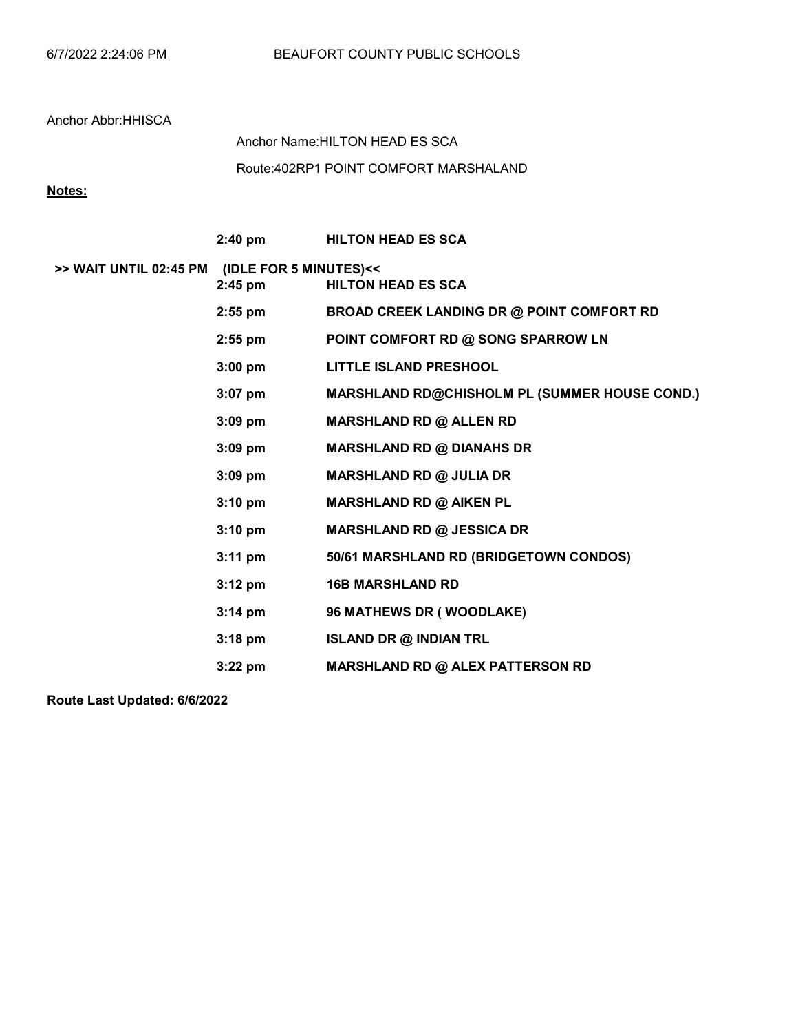Anchor Abbr:HHISCA

Anchor Name:HILTON HEAD ES SCA

Route:402RP1 POINT COMFORT MARSHALAND

**Notes:**

| | Time | Stop |
|---|---|---|
| | **2:40 pm** | **HILTON HEAD ES SCA** |
| **>> WAIT UNTIL 02:45 PM (IDLE FOR 5 MINUTES)<<** | **2:45 pm** | **HILTON HEAD ES SCA** |
| | **2:55 pm** | **BROAD CREEK LANDING DR @ POINT COMFORT RD** |
| | **2:55 pm** | **POINT COMFORT RD @ SONG SPARROW LN** |
| | **3:00 pm** | **LITTLE ISLAND PRESHOOL** |
| | **3:07 pm** | **MARSHLAND RD@CHISHOLM PL (SUMMER HOUSE COND.)** |
| | **3:09 pm** | **MARSHLAND RD @ ALLEN RD** |
| | **3:09 pm** | **MARSHLAND RD @ DIANAHS DR** |
| | **3:09 pm** | **MARSHLAND RD @ JULIA DR** |
| | **3:10 pm** | **MARSHLAND RD @ AIKEN PL** |
| | **3:10 pm** | **MARSHLAND RD @ JESSICA DR** |
| | **3:11 pm** | **50/61 MARSHLAND RD (BRIDGETOWN CONDOS)** |
| | **3:12 pm** | **16B MARSHLAND RD** |
| | **3:14 pm** | **96 MATHEWS DR ( WOODLAKE)** |
| | **3:18 pm** | **ISLAND DR @ INDIAN TRL** |
| | **3:22 pm** | **MARSHLAND RD @ ALEX PATTERSON RD** |

**Route Last Updated: 6/6/2022**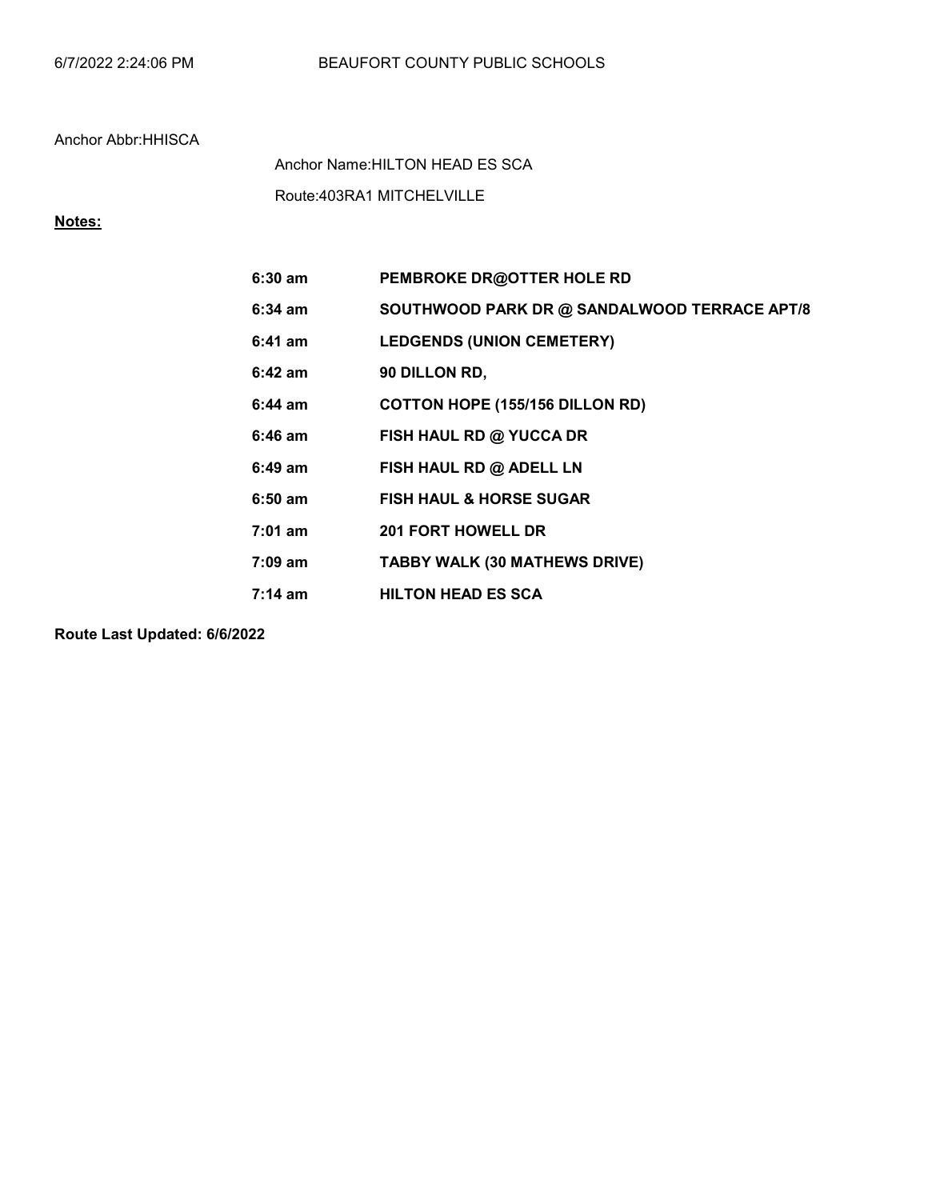Anchor Abbr:HHISCA

Anchor Name:HILTON HEAD ES SCA

Route:403RA1 MITCHELVILLE

**Notes:**

| | |
|---|---|
| **6:30 am** | **PEMBROKE DR@OTTER HOLE RD** |
| **6:34 am** | **SOUTHWOOD PARK DR @ SANDALWOOD TERRACE APT/8** |
| **6:41 am** | **LEDGENDS (UNION CEMETERY)** |
| **6:42 am** | **90 DILLON RD,** |
| **6:44 am** | **COTTON HOPE (155/156 DILLON RD)** |
| **6:46 am** | **FISH HAUL RD @ YUCCA DR** |
| **6:49 am** | **FISH HAUL RD @ ADELL LN** |
| **6:50 am** | **FISH HAUL & HORSE SUGAR** |
| **7:01 am** | **201 FORT HOWELL DR** |
| **7:09 am** | **TABBY WALK (30 MATHEWS DRIVE)** |
| **7:14 am** | **HILTON HEAD ES SCA** |

**Route Last Updated: 6/6/2022**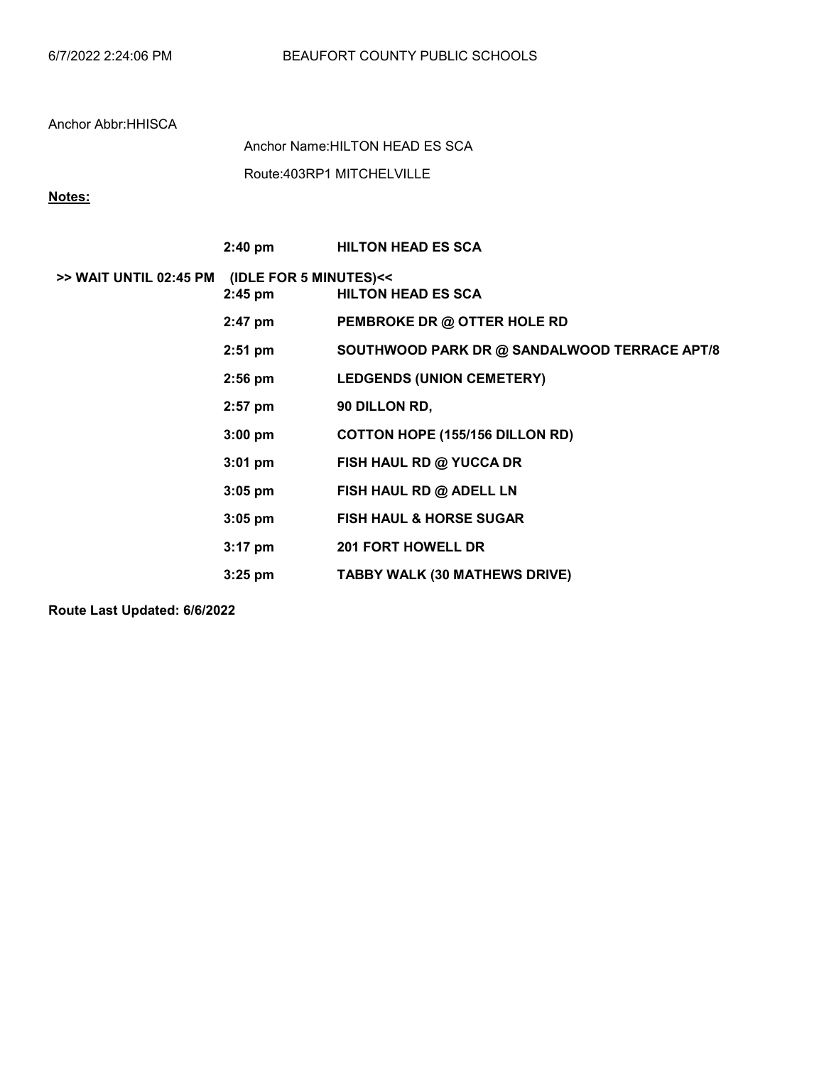Anchor Abbr:HHISCA

Anchor Name:HILTON HEAD ES SCA

Route:403RP1 MITCHELVILLE

**Notes:**

| | | |
|---|---|---|
| | **2:40 pm** | **HILTON HEAD ES SCA** |
| **>> WAIT UNTIL 02:45 PM (IDLE FOR 5 MINUTES)<<** | | |
| | **2:45 pm** | **HILTON HEAD ES SCA** |
| | **2:47 pm** | **PEMBROKE DR @ OTTER HOLE RD** |
| | **2:51 pm** | **SOUTHWOOD PARK DR @ SANDALWOOD TERRACE APT/8** |
| | **2:56 pm** | **LEDGENDS (UNION CEMETERY)** |
| | **2:57 pm** | **90 DILLON RD,** |
| | **3:00 pm** | **COTTON HOPE (155/156 DILLON RD)** |
| | **3:01 pm** | **FISH HAUL RD @ YUCCA DR** |
| | **3:05 pm** | **FISH HAUL RD @ ADELL LN** |
| | **3:05 pm** | **FISH HAUL & HORSE SUGAR** |
| | **3:17 pm** | **201 FORT HOWELL DR** |
| | **3:25 pm** | **TABBY WALK (30 MATHEWS DRIVE)** |

**Route Last Updated: 6/6/2022**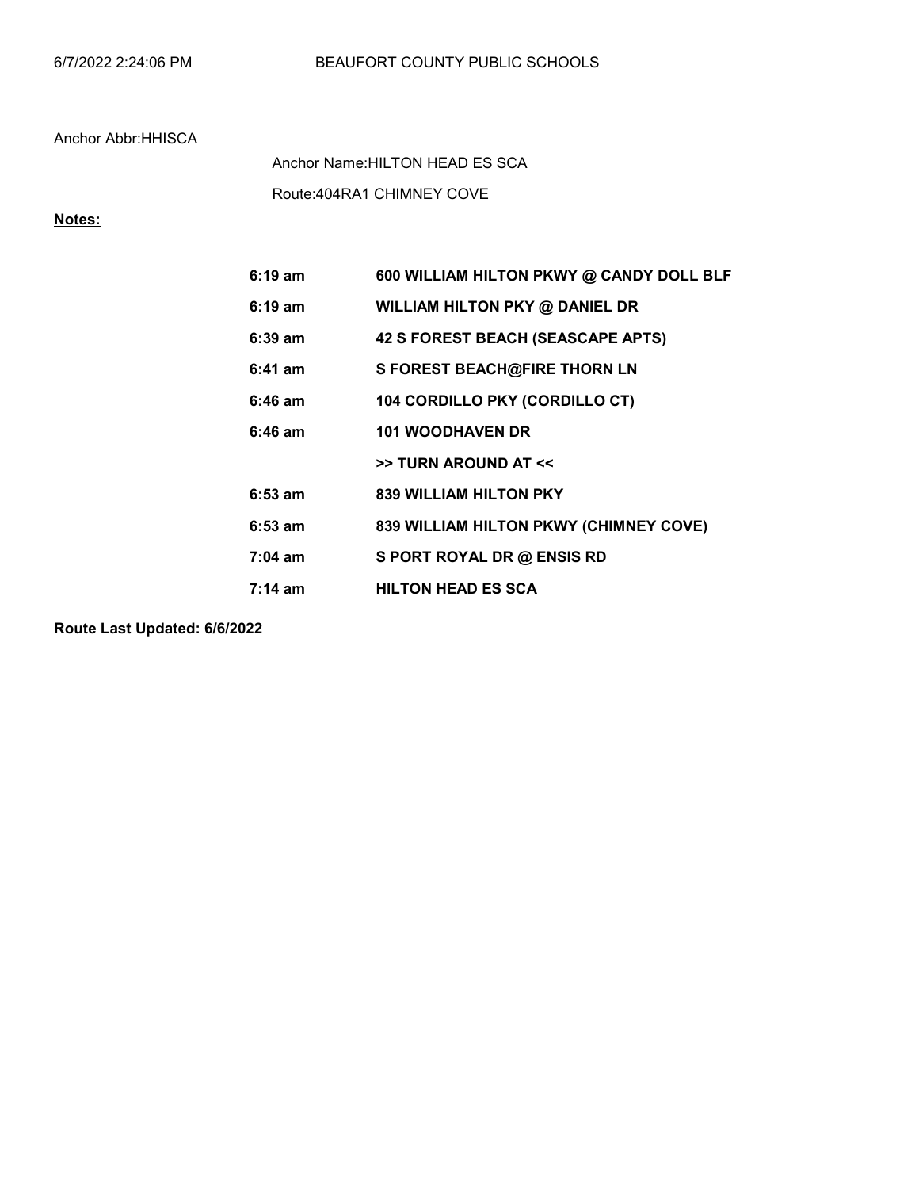Anchor Abbr:HHISCA

Anchor Name:HILTON HEAD ES SCA

Route:404RA1 CHIMNEY COVE

**Notes:**

| | |
|---|---|
| **6:19 am** | **600 WILLIAM HILTON PKWY @ CANDY DOLL BLF** |
| **6:19 am** | **WILLIAM HILTON PKY @ DANIEL DR** |
| **6:39 am** | **42 S FOREST BEACH (SEASCAPE APTS)** |
| **6:41 am** | **S FOREST BEACH@FIRE THORN LN** |
| **6:46 am** | **104 CORDILLO PKY (CORDILLO CT)** |
| **6:46 am** | **101 WOODHAVEN DR** |
| | **>> TURN AROUND AT <<** |
| **6:53 am** | **839 WILLIAM HILTON PKY** |
| **6:53 am** | **839 WILLIAM HILTON PKWY (CHIMNEY COVE)** |
| **7:04 am** | **S PORT ROYAL DR @ ENSIS RD** |
| **7:14 am** | **HILTON HEAD ES SCA** |

**Route Last Updated: 6/6/2022**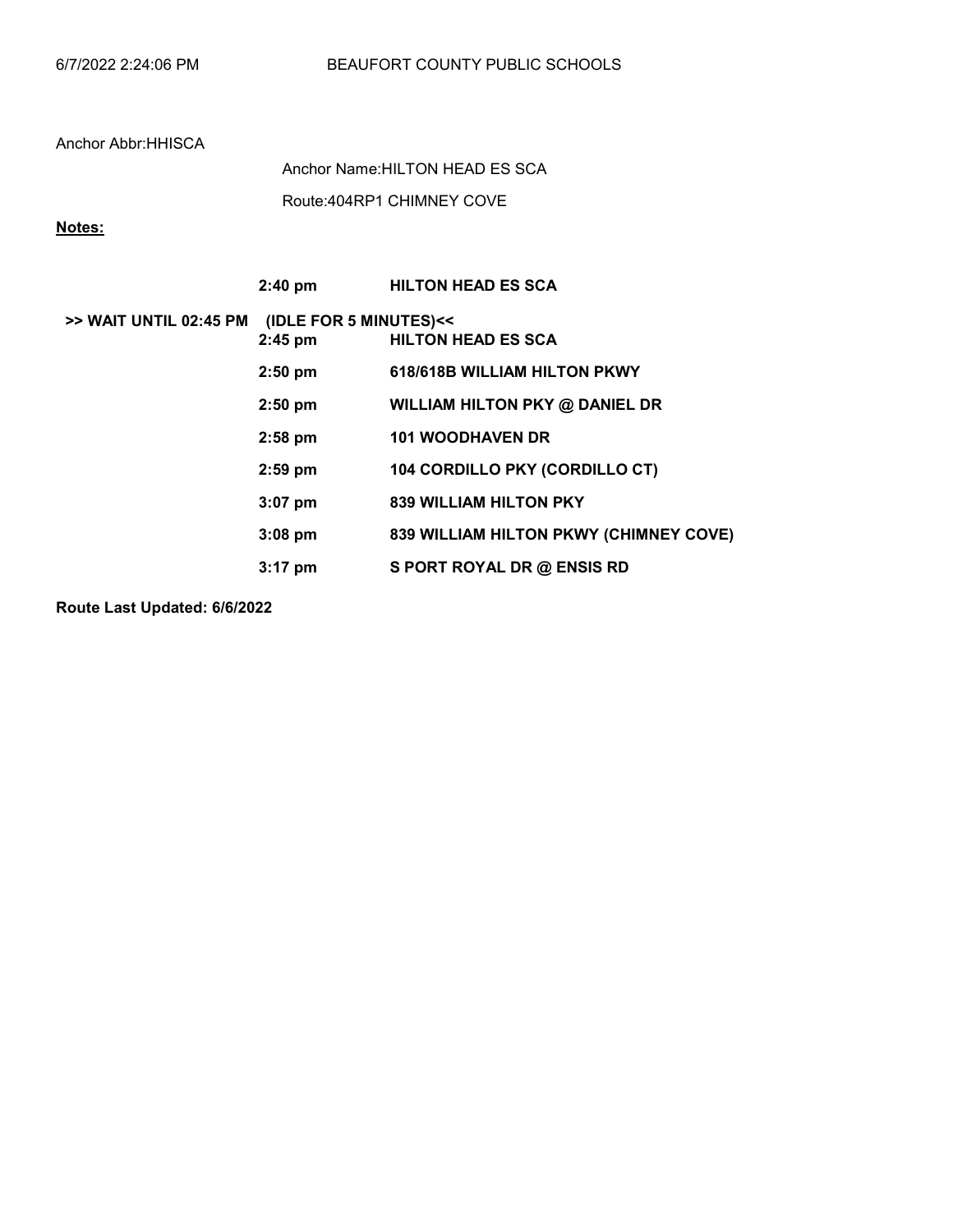Anchor Abbr:HHISCA

Anchor Name:HILTON HEAD ES SCA

Route:404RP1 CHIMNEY COVE

**Notes:**

| | | |
|---|---|---|
| | **2:40 pm** | **HILTON HEAD ES SCA** |
| **>> WAIT UNTIL 02:45 PM** | **(IDLE FOR 5 MINUTES)<<** | |
| | **2:45 pm** | **HILTON HEAD ES SCA** |
| | **2:50 pm** | **618/618B WILLIAM HILTON PKWY** |
| | **2:50 pm** | **WILLIAM HILTON PKY @ DANIEL DR** |
| | **2:58 pm** | **101 WOODHAVEN DR** |
| | **2:59 pm** | **104 CORDILLO PKY (CORDILLO CT)** |
| | **3:07 pm** | **839 WILLIAM HILTON PKY** |
| | **3:08 pm** | **839 WILLIAM HILTON PKWY (CHIMNEY COVE)** |
| | **3:17 pm** | **S PORT ROYAL DR @ ENSIS RD** |

**Route Last Updated: 6/6/2022**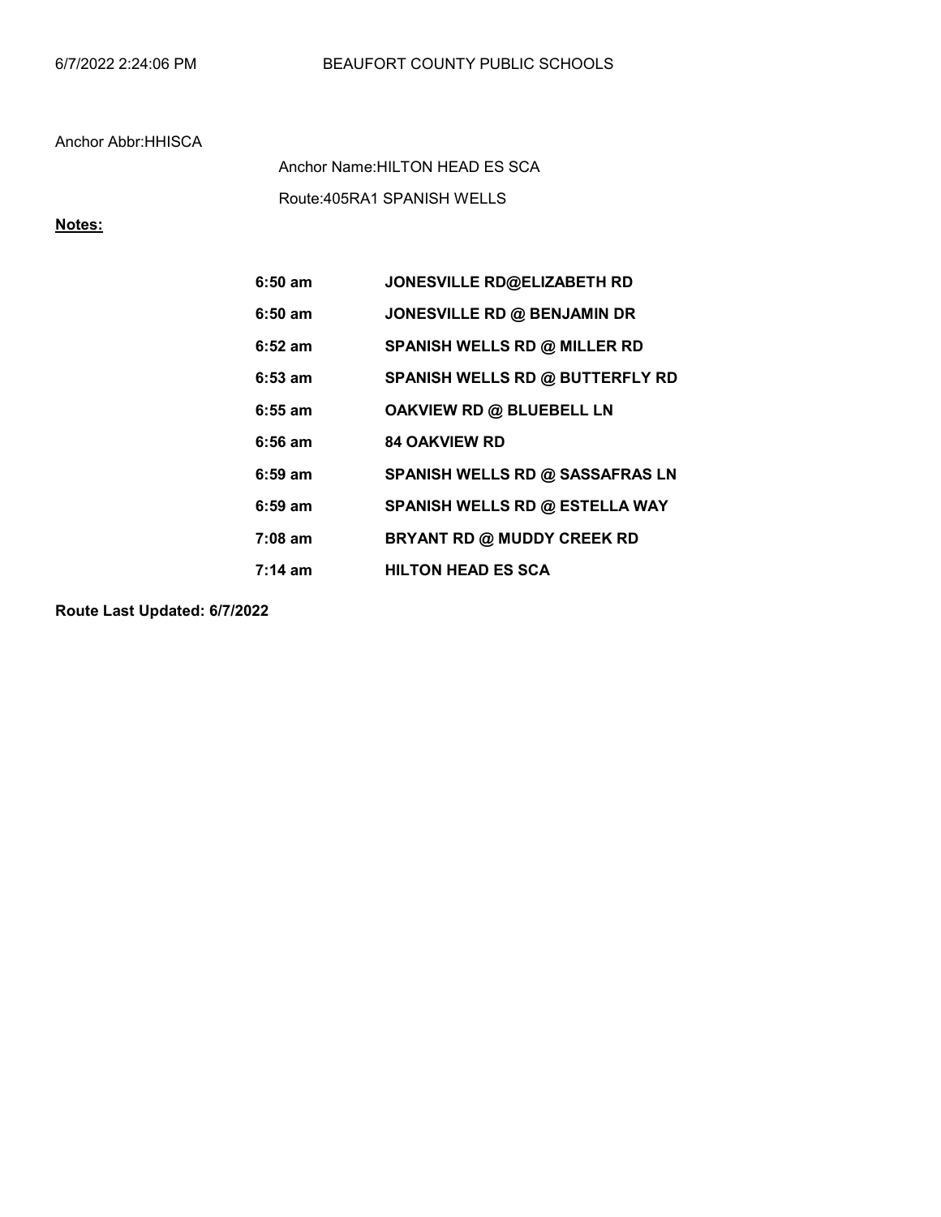Anchor Abbr:HHISCA

Anchor Name:HILTON HEAD ES SCA

Route:405RA1 SPANISH WELLS

**Notes:**

| | |
|---|---|
| **6:50 am** | **JONESVILLE RD@ELIZABETH RD** |
| **6:50 am** | **JONESVILLE RD @ BENJAMIN DR** |
| **6:52 am** | **SPANISH WELLS RD @ MILLER RD** |
| **6:53 am** | **SPANISH WELLS RD @ BUTTERFLY RD** |
| **6:55 am** | **OAKVIEW RD @ BLUEBELL LN** |
| **6:56 am** | **84 OAKVIEW RD** |
| **6:59 am** | **SPANISH WELLS RD @ SASSAFRAS LN** |
| **6:59 am** | **SPANISH WELLS RD @ ESTELLA WAY** |
| **7:08 am** | **BRYANT RD @ MUDDY CREEK RD** |
| **7:14 am** | **HILTON HEAD ES SCA** |

**Route Last Updated: 6/7/2022**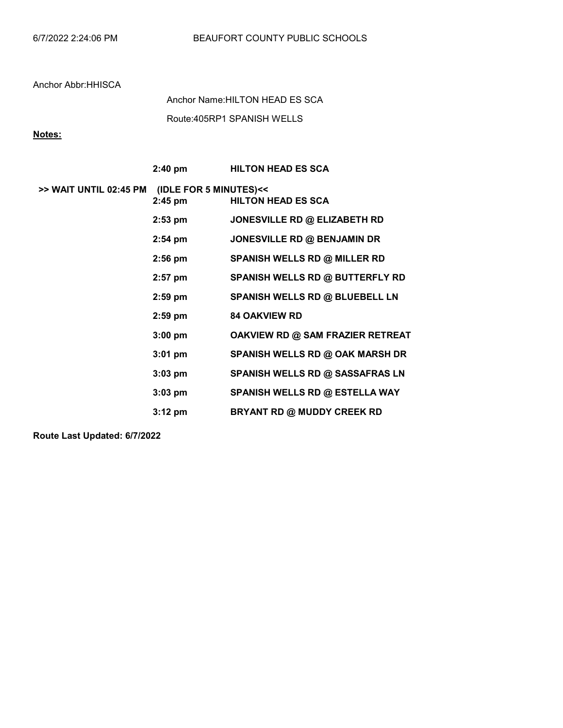Anchor Abbr:HHISCA

Anchor Name:HILTON HEAD ES SCA

Route:405RP1 SPANISH WELLS

**Notes:**

| | | |
|---|---|---|
| | **2:40 pm** | **HILTON HEAD ES SCA** |
| **>> WAIT UNTIL 02:45 PM (IDLE FOR 5 MINUTES)<<** | **2:45 pm** | **HILTON HEAD ES SCA** |
| | **2:53 pm** | **JONESVILLE RD @ ELIZABETH RD** |
| | **2:54 pm** | **JONESVILLE RD @ BENJAMIN DR** |
| | **2:56 pm** | **SPANISH WELLS RD @ MILLER RD** |
| | **2:57 pm** | **SPANISH WELLS RD @ BUTTERFLY RD** |
| | **2:59 pm** | **SPANISH WELLS RD @ BLUEBELL LN** |
| | **2:59 pm** | **84 OAKVIEW RD** |
| | **3:00 pm** | **OAKVIEW RD @ SAM FRAZIER RETREAT** |
| | **3:01 pm** | **SPANISH WELLS RD @ OAK MARSH DR** |
| | **3:03 pm** | **SPANISH WELLS RD @ SASSAFRAS LN** |
| | **3:03 pm** | **SPANISH WELLS RD @ ESTELLA WAY** |
| | **3:12 pm** | **BRYANT RD @ MUDDY CREEK RD** |

**Route Last Updated: 6/7/2022**